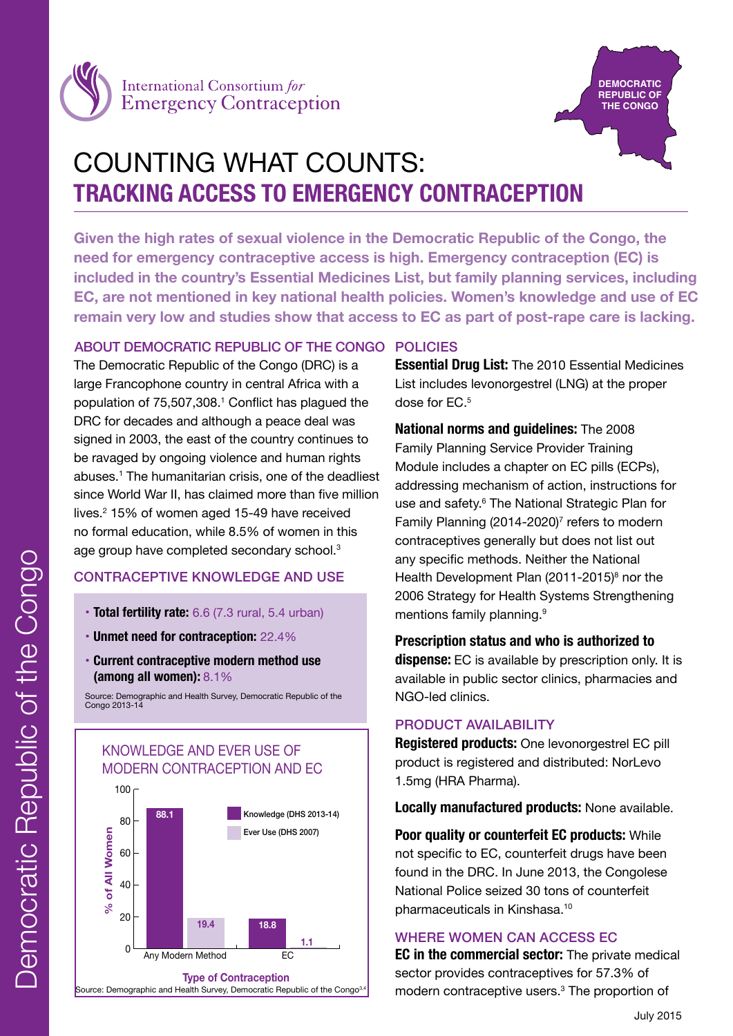International Consortium *for* Emergency Contraception

DEMOCRATIC REPUBLIC OF THE CONGO

# COUNTING WHAT COUNTS: TRACKING ACCESS TO EMERGENCY CONTRACEPTION

**Given the high rates of sexual violence in the Democratic Republic of the Congo, the need for emergency contraceptive access is high. Emergency contraception (EC) is included in the country's Essential Medicines List, but family planning services, including EC, are not mentioned in key national health policies. Women's knowledge and use of EC remain very low and studies show that access to EC as part of post-rape care is lacking.**

## ABOUT DEMOCRATIC REPUBLIC OF THE CONGO

The Democratic Republic of the Congo (DRC) is a large Francophone country in central Africa with a population of 75,507,308.[1] Conflict has plagued the DRC for decades and although a peace deal was signed in 2003, the east of the country continues to be ravaged by ongoing violence and human rights abuses.[1] The humanitarian crisis, one of the deadliest since World War II, has claimed more than five million lives.[2] 15% of women aged 15-49 have received no formal education, while 8.5% of women in this age group have completed secondary school.[3]

## CONTRACEPTIVE KNOWLEDGE AND USE

- **Total fertility rate:** 6.6 (7.3 rural, 5.4 urban)
- **Unmet need for contraception:** 22.4%
- **Current contraceptive modern method use (among all women):** 8.1%

Source: Demographic and Health Survey, Democratic Republic of the Congo 2013-14

### KNOWLEDGE AND EVER USE OF MODERN CONTRACEPTION AND EC

| Type of Contraception | Knowledge (DHS 2013-14) | Ever Use (DHS 2007) |
|---|---|---|
| Any Modern Method | 88.1 | 19.4 |
| EC | 18.8 | 1.1 |

% of All Women

Source: Demographic and Health Survey, Democratic Republic of the Congo[3,4]

## POLICIES

**Essential Drug List:** The 2010 Essential Medicines List includes levonorgestrel (LNG) at the proper dose for EC.[5]

**National norms and guidelines:** The 2008 Family Planning Service Provider Training Module includes a chapter on EC pills (ECPs), addressing mechanism of action, instructions for use and safety.[6] The National Strategic Plan for Family Planning (2014-2020)[7] refers to modern contraceptives generally but does not list out any specific methods. Neither the National Health Development Plan (2011-2015)[8] nor the 2006 Strategy for Health Systems Strengthening mentions family planning.[9]

**Prescription status and who is authorized to dispense:** EC is available by prescription only. It is available in public sector clinics, pharmacies and NGO-led clinics.

## PRODUCT AVAILABILITY

**Registered products:** One levonorgestrel EC pill product is registered and distributed: NorLevo 1.5mg (HRA Pharma).

**Locally manufactured products:** None available.

**Poor quality or counterfeit EC products:** While not specific to EC, counterfeit drugs have been found in the DRC. In June 2013, the Congolese National Police seized 30 tons of counterfeit pharmaceuticals in Kinshasa.[10]

## WHERE WOMEN CAN ACCESS EC

**EC in the commercial sector:** The private medical sector provides contraceptives for 57.3% of modern contraceptive users.[3] The proportion of

July 2015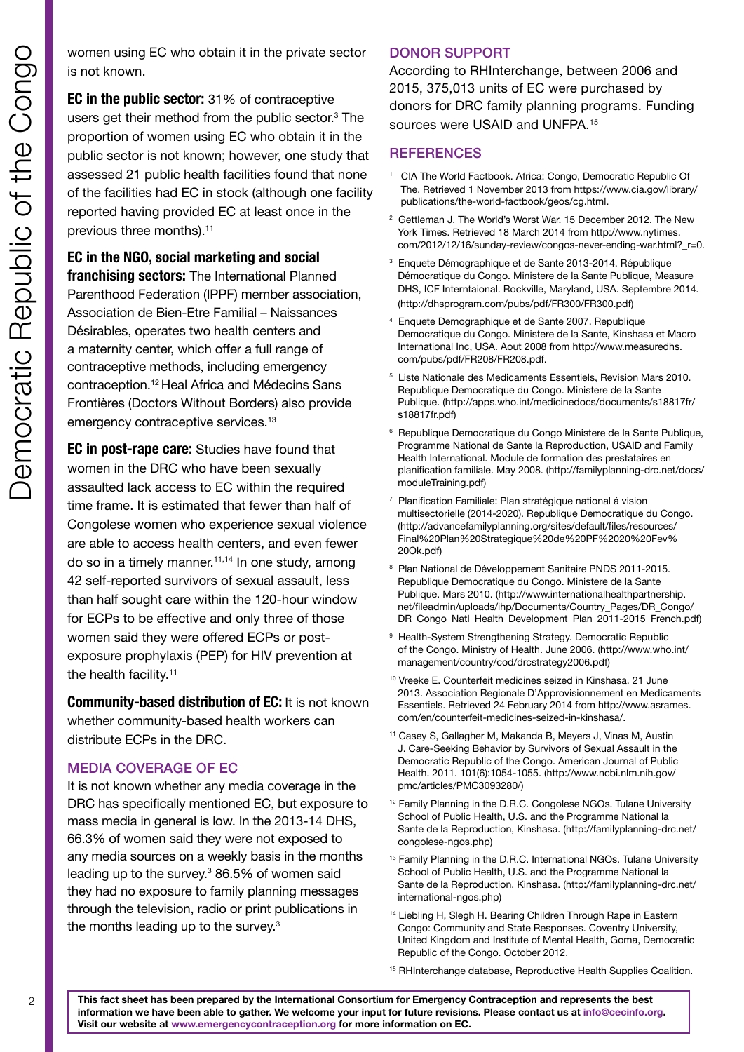women using EC who obtain it in the private sector is not known.

**EC in the public sector:** 31% of contraceptive users get their method from the public sector.[3] The proportion of women using EC who obtain it in the public sector is not known; however, one study that assessed 21 public health facilities found that none of the facilities had EC in stock (although one facility reported having provided EC at least once in the previous three months).[11]

**EC in the NGO, social marketing and social franchising sectors:** The International Planned Parenthood Federation (IPPF) member association, Association de Bien-Etre Familial – Naissances Désirables, operates two health centers and a maternity center, which offer a full range of contraceptive methods, including emergency contraception.[12] Heal Africa and Médecins Sans Frontières (Doctors Without Borders) also provide emergency contraceptive services.[13]

**EC in post-rape care:** Studies have found that women in the DRC who have been sexually assaulted lack access to EC within the required time frame. It is estimated that fewer than half of Congolese women who experience sexual violence are able to access health centers, and even fewer do so in a timely manner.[11,14] In one study, among 42 self-reported survivors of sexual assault, less than half sought care within the 120-hour window for ECPs to be effective and only three of those women said they were offered ECPs or post-exposure prophylaxis (PEP) for HIV prevention at the health facility.[11]

**Community-based distribution of EC:** It is not known whether community-based health workers can distribute ECPs in the DRC.

## MEDIA COVERAGE OF EC

It is not known whether any media coverage in the DRC has specifically mentioned EC, but exposure to mass media in general is low. In the 2013-14 DHS, 66.3% of women said they were not exposed to any media sources on a weekly basis in the months leading up to the survey.[3] 86.5% of women said they had no exposure to family planning messages through the television, radio or print publications in the months leading up to the survey.[3]

## DONOR SUPPORT

According to RHInterchange, between 2006 and 2015, 375,013 units of EC were purchased by donors for DRC family planning programs. Funding sources were USAID and UNFPA.[15]

## REFERENCES

1. CIA The World Factbook. Africa: Congo, Democratic Republic Of The. Retrieved 1 November 2013 from https://www.cia.gov/library/publications/the-world-factbook/geos/cg.html.
2. Gettleman J. The World's Worst War. 15 December 2012. The New York Times. Retrieved 18 March 2014 from http://www.nytimes.com/2012/12/16/sunday-review/congos-never-ending-war.html?_r=0.
3. Enquete Démographique et de Sante 2013-2014. République Démocratique du Congo. Ministere de la Sante Publique, Measure DHS, ICF Interntaional. Rockville, Maryland, USA. Septembre 2014. (http://dhsprogram.com/pubs/pdf/FR300/FR300.pdf)
4. Enquete Demographique et de Sante 2007. Republique Democratique du Congo. Ministere de la Sante, Kinshasa et Macro International Inc, USA. Aout 2008 from http://www.measuredhs.com/pubs/pdf/FR208/FR208.pdf.
5. Liste Nationale des Medicaments Essentiels, Revision Mars 2010. Republique Democratique du Congo. Ministere de la Sante Publique. (http://apps.who.int/medicinedocs/documents/s18817fr/s18817fr.pdf)
6. Republique Democratique du Congo Ministere de la Sante Publique, Programme National de Sante la Reproduction, USAID and Family Health International. Module de formation des prestataires en planification familiale. May 2008. (http://familyplanning-drc.net/docs/moduleTraining.pdf)
7. Planification Familiale: Plan stratégique national á vision multisectorielle (2014-2020). Republique Democratique du Congo. (http://advancefamilyplanning.org/sites/default/files/resources/Final%20Plan%20Strategique%20de%20PF%2020%20Fev%20Ok.pdf)
8. Plan National de Développement Sanitaire PNDS 2011-2015. Republique Democratique du Congo. Ministere de la Sante Publique. Mars 2010. (http://www.internationalhealthpartnership.net/fileadmin/uploads/ihp/Documents/Country_Pages/DR_Congo/DR_Congo_Natl_Health_Development_Plan_2011-2015_French.pdf)
9. Health-System Strengthening Strategy. Democratic Republic of the Congo. Ministry of Health. June 2006. (http://www.who.int/management/country/cod/drcstrategy2006.pdf)
10. Vreeke E. Counterfeit medicines seized in Kinshasa. 21 June 2013. Association Regionale D'Approvisionnement en Medicaments Essentiels. Retrieved 24 February 2014 from http://www.asrames.com/en/counterfeit-medicines-seized-in-kinshasa/.
11. Casey S, Gallagher M, Makanda B, Meyers J, Vinas M, Austin J. Care-Seeking Behavior by Survivors of Sexual Assault in the Democratic Republic of the Congo. American Journal of Public Health. 2011. 101(6):1054-1055. (http://www.ncbi.nlm.nih.gov/pmc/articles/PMC3093280/)
12. Family Planning in the D.R.C. Congolese NGOs. Tulane University School of Public Health, U.S. and the Programme National la Sante de la Reproduction, Kinshasa. (http://familyplanning-drc.net/congolese-ngos.php)
13. Family Planning in the D.R.C. International NGOs. Tulane University School of Public Health, U.S. and the Programme National la Sante de la Reproduction, Kinshasa. (http://familyplanning-drc.net/international-ngos.php)
14. Liebling H, Slegh H. Bearing Children Through Rape in Eastern Congo: Community and State Responses. Coventry University, United Kingdom and Institute of Mental Health, Goma, Democratic Republic of the Congo. October 2012.
15. RHInterchange database, Reproductive Health Supplies Coalition.

**This fact sheet has been prepared by the International Consortium for Emergency Contraception and represents the best information we have been able to gather. We welcome your input for future revisions. Please contact us at info@cecinfo.org. Visit our website at www.emergencycontraception.org for more information on EC.**